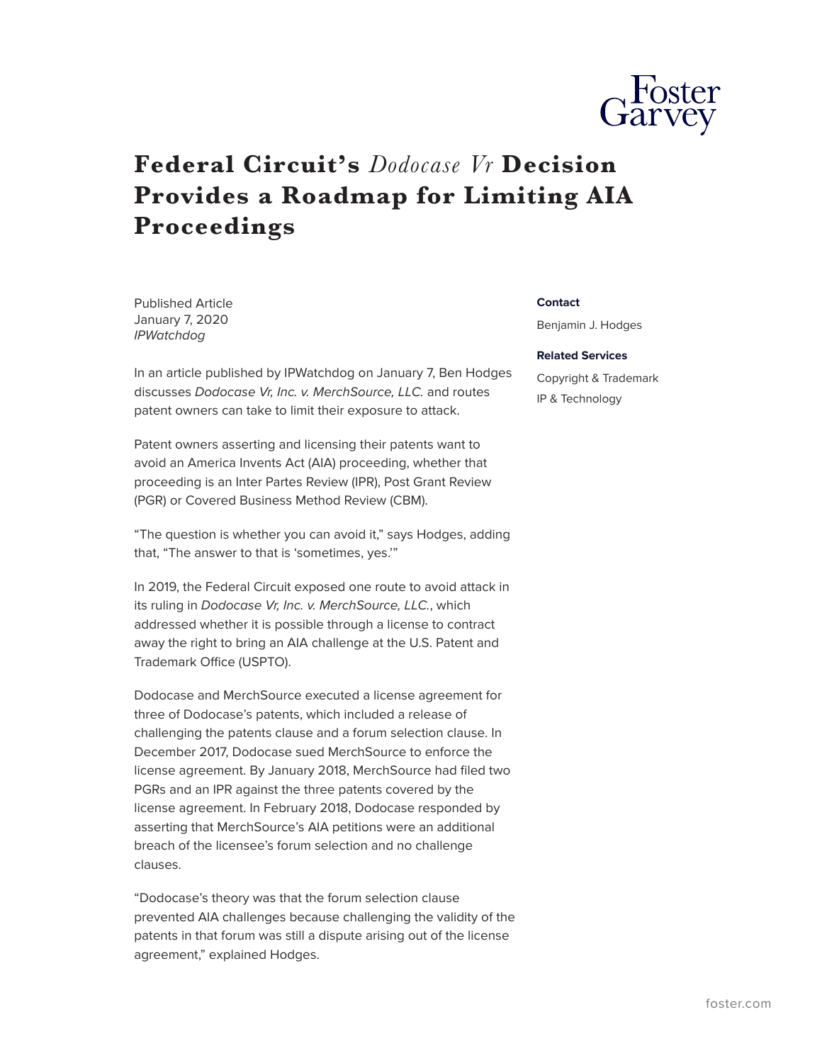# Federal Circuit's *Dodocase Vr* Decision Provides a Roadmap for Limiting AIA Proceedings

Published Article
January 7, 2020
*IPWatchdog*

In an article published by IPWatchdog on January 7, Ben Hodges discusses *Dodocase Vr, Inc. v. MerchSource, LLC.* and routes patent owners can take to limit their exposure to attack.

Patent owners asserting and licensing their patents want to avoid an America Invents Act (AIA) proceeding, whether that proceeding is an Inter Partes Review (IPR), Post Grant Review (PGR) or Covered Business Method Review (CBM).

"The question is whether you can avoid it," says Hodges, adding that, "The answer to that is 'sometimes, yes.'"

In 2019, the Federal Circuit exposed one route to avoid attack in its ruling in *Dodocase Vr, Inc. v. MerchSource, LLC.*, which addressed whether it is possible through a license to contract away the right to bring an AIA challenge at the U.S. Patent and Trademark Office (USPTO).

Dodocase and MerchSource executed a license agreement for three of Dodocase's patents, which included a release of challenging the patents clause and a forum selection clause. In December 2017, Dodocase sued MerchSource to enforce the license agreement. By January 2018, MerchSource had filed two PGRs and an IPR against the three patents covered by the license agreement. In February 2018, Dodocase responded by asserting that MerchSource's AIA petitions were an additional breach of the licensee's forum selection and no challenge clauses.

"Dodocase's theory was that the forum selection clause prevented AIA challenges because challenging the validity of the patents in that forum was still a dispute arising out of the license agreement," explained Hodges.

**Contact**

Benjamin J. Hodges

**Related Services**

Copyright & Trademark

IP & Technology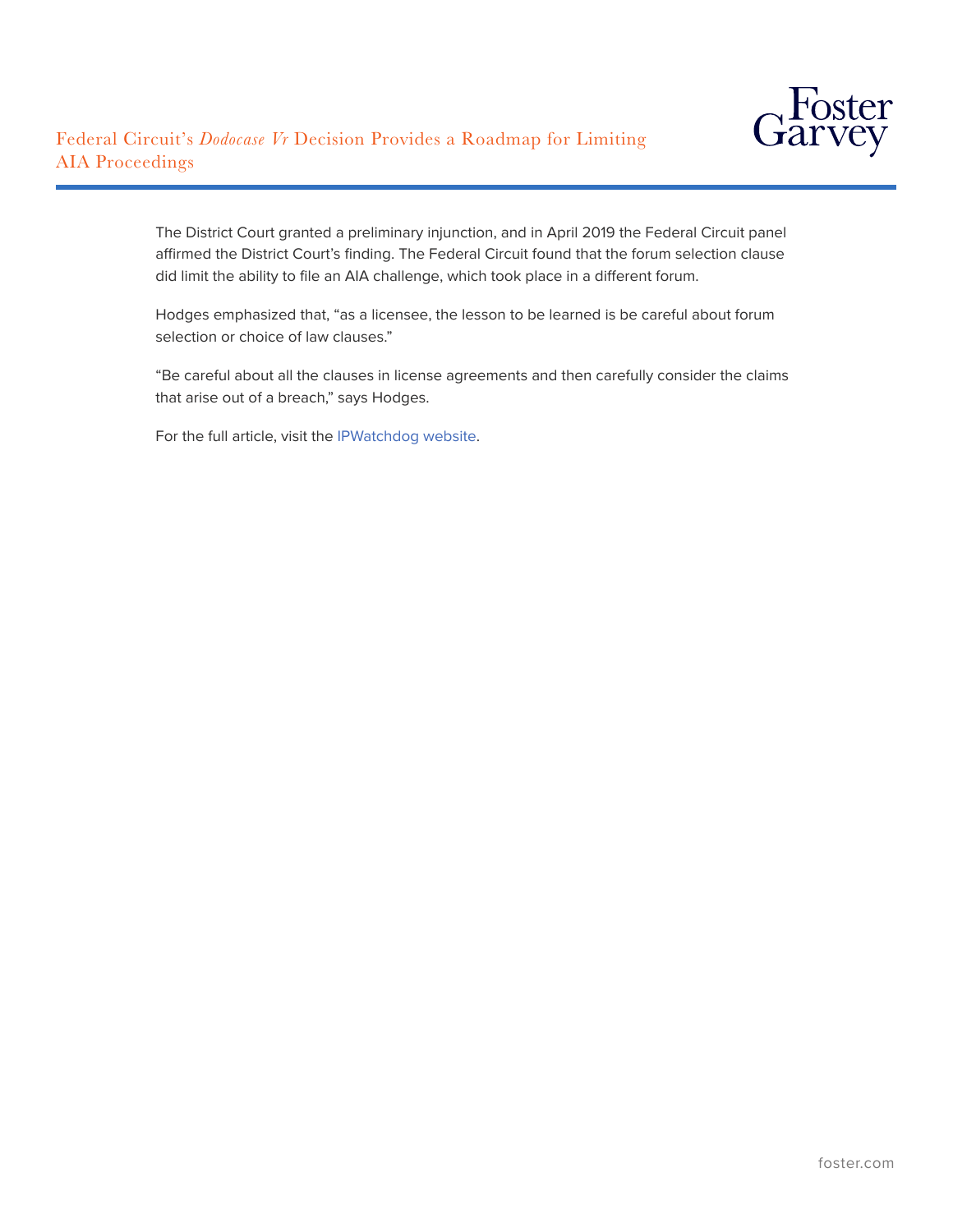The District Court granted a preliminary injunction, and in April 2019 the Federal Circuit panel affirmed the District Court's finding. The Federal Circuit found that the forum selection clause did limit the ability to file an AIA challenge, which took place in a different forum.

Hodges emphasized that, "as a licensee, the lesson to be learned is be careful about forum selection or choice of law clauses."

"Be careful about all the clauses in license agreements and then carefully consider the claims that arise out of a breach," says Hodges.

For the full article, visit the IPWatchdog website.